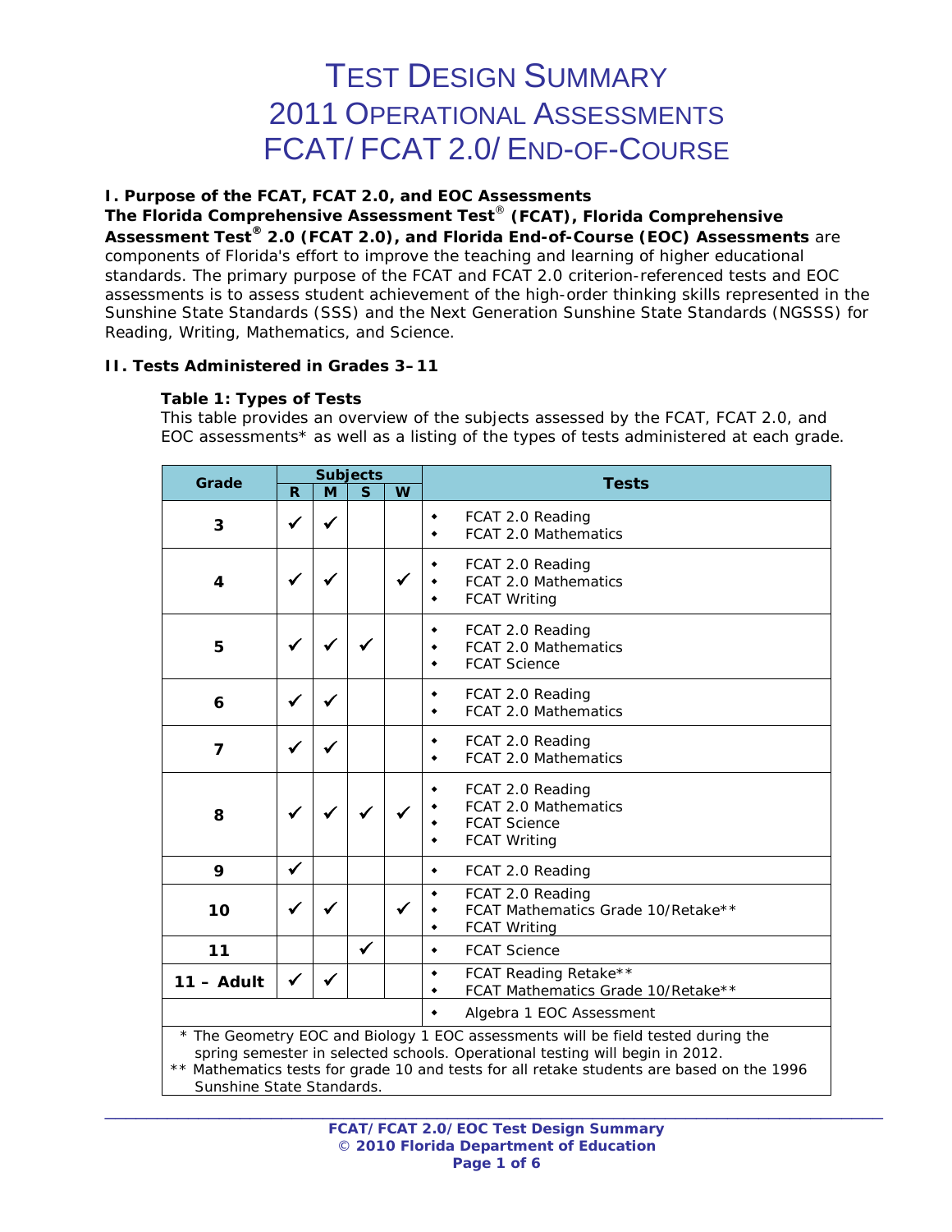# TEST DESIGN SUMMARY
# 2011 OPERATIONAL ASSESSMENTS
# FCAT/ FCAT 2.0/ END-OF-COURSE

## I. Purpose of the FCAT, FCAT 2.0, and EOC Assessments

**The Florida Comprehensive Assessment Test® (FCAT), Florida Comprehensive Assessment Test® 2.0 (FCAT 2.0), and Florida End-of-Course (EOC) Assessments** are components of Florida's effort to improve the teaching and learning of higher educational standards. The primary purpose of the FCAT and FCAT 2.0 criterion-referenced tests and EOC assessments is to assess student achievement of the high-order thinking skills represented in the Sunshine State Standards (SSS) and the Next Generation Sunshine State Standards (NGSSS) for Reading, Writing, Mathematics, and Science.

## II. Tests Administered in Grades 3–11

**Table 1: Types of Tests**

This table provides an overview of the subjects assessed by the FCAT, FCAT 2.0, and EOC assessments* as well as a listing of the types of tests administered at each grade.

| Grade | Subjects | | | | Tests |
|---|---|---|---|---|---|
| | R | M | S | W | |
| 3 | ✓ | ✓ | | | • FCAT 2.0 Reading<br>• FCAT 2.0 Mathematics |
| 4 | ✓ | ✓ | | ✓ | • FCAT 2.0 Reading<br>• FCAT 2.0 Mathematics<br>• FCAT Writing |
| 5 | ✓ | ✓ | ✓ | | • FCAT 2.0 Reading<br>• FCAT 2.0 Mathematics<br>• FCAT Science |
| 6 | ✓ | ✓ | | | • FCAT 2.0 Reading<br>• FCAT 2.0 Mathematics |
| 7 | ✓ | ✓ | | | • FCAT 2.0 Reading<br>• FCAT 2.0 Mathematics |
| 8 | ✓ | ✓ | ✓ | ✓ | • FCAT 2.0 Reading<br>• FCAT 2.0 Mathematics<br>• FCAT Science<br>• FCAT Writing |
| 9 | ✓ | | | | • FCAT 2.0 Reading |
| 10 | ✓ | ✓ | | ✓ | • FCAT 2.0 Reading<br>• FCAT Mathematics Grade 10/Retake**<br>• FCAT Writing |
| 11 | | | ✓ | | • FCAT Science |
| 11 – Adult | ✓ | ✓ | | | • FCAT Reading Retake**<br>• FCAT Mathematics Grade 10/Retake** |
| | | | | | • Algebra 1 EOC Assessment |

\* The Geometry EOC and Biology 1 EOC assessments will be field tested during the spring semester in selected schools. Operational testing will begin in 2012.

** Mathematics tests for grade 10 and tests for all retake students are based on the 1996 Sunshine State Standards.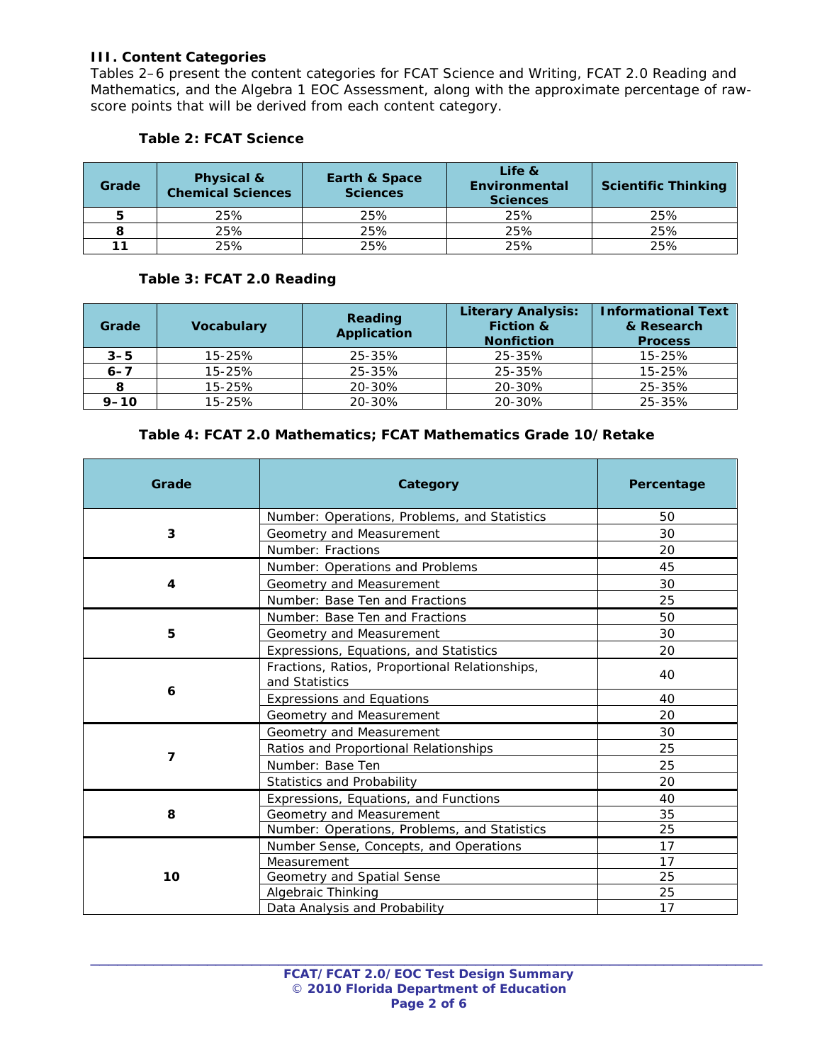### III. Content Categories

Tables 2–6 present the content categories for FCAT Science and Writing, FCAT 2.0 Reading and Mathematics, and the Algebra 1 EOC Assessment, along with the approximate percentage of raw-score points that will be derived from each content category.

**Table 2: FCAT Science**

| Grade | Physical & Chemical Sciences | Earth & Space Sciences | Life & Environmental Sciences | Scientific Thinking |
|---|---|---|---|---|
| 5 | 25% | 25% | 25% | 25% |
| 8 | 25% | 25% | 25% | 25% |
| 11 | 25% | 25% | 25% | 25% |

**Table 3: FCAT 2.0 Reading**

| Grade | Vocabulary | Reading Application | Literary Analysis: Fiction & Nonfiction | Informational Text & Research Process |
|---|---|---|---|---|
| 3–5 | 15-25% | 25-35% | 25-35% | 15-25% |
| 6–7 | 15-25% | 25-35% | 25-35% | 15-25% |
| 8 | 15-25% | 20-30% | 20-30% | 25-35% |
| 9–10 | 15-25% | 20-30% | 20-30% | 25-35% |

**Table 4: FCAT 2.0 Mathematics; FCAT Mathematics Grade 10/Retake**

| Grade | Category | Percentage |
|---|---|---|
| 3 | Number: Operations, Problems, and Statistics | 50 |
| | Geometry and Measurement | 30 |
| | Number: Fractions | 20 |
| 4 | Number: Operations and Problems | 45 |
| | Geometry and Measurement | 30 |
| | Number: Base Ten and Fractions | 25 |
| 5 | Number: Base Ten and Fractions | 50 |
| | Geometry and Measurement | 30 |
| | Expressions, Equations, and Statistics | 20 |
| 6 | Fractions, Ratios, Proportional Relationships, and Statistics | 40 |
| | Expressions and Equations | 40 |
| | Geometry and Measurement | 20 |
| 7 | Geometry and Measurement | 30 |
| | Ratios and Proportional Relationships | 25 |
| | Number: Base Ten | 25 |
| | Statistics and Probability | 20 |
| 8 | Expressions, Equations, and Functions | 40 |
| | Geometry and Measurement | 35 |
| | Number: Operations, Problems, and Statistics | 25 |
| 10 | Number Sense, Concepts, and Operations | 17 |
| | Measurement | 17 |
| | Geometry and Spatial Sense | 25 |
| | Algebraic Thinking | 25 |
| | Data Analysis and Probability | 17 |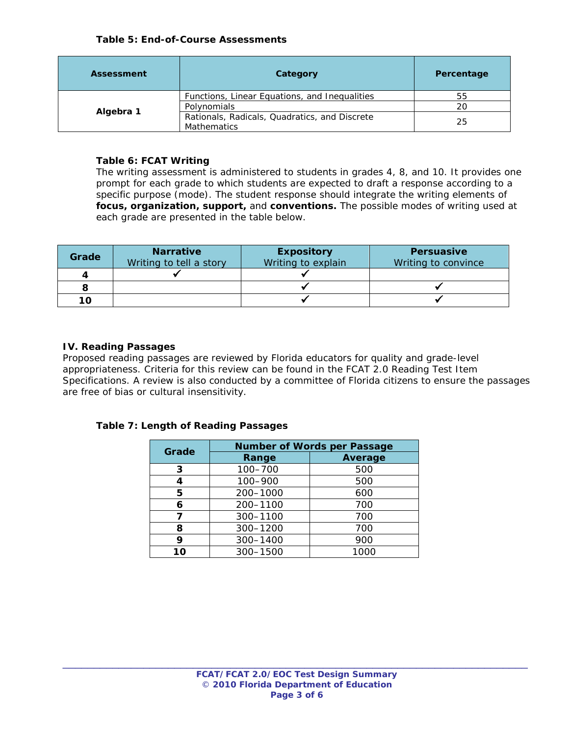**Table 5: End-of-Course Assessments**

| Assessment | Category | Percentage |
|---|---|---|
| **Algebra 1** | Functions, Linear Equations, and Inequalities | 55 |
| | Polynomials | 20 |
| | Rationals, Radicals, Quadratics, and Discrete Mathematics | 25 |

**Table 6: FCAT Writing**

The writing assessment is administered to students in grades 4, 8, and 10. It provides one prompt for each grade to which students are expected to draft a response according to a specific purpose (mode). The student response should integrate the writing elements of **focus, organization, support,** and **conventions.** The possible modes of writing used at each grade are presented in the table below.

| Grade | **Narrative** Writing to tell a story | **Expository** Writing to explain | **Persuasive** Writing to convince |
|---|---|---|---|
| **4** | ✓ | ✓ | |
| **8** | | ✓ | ✓ |
| **10** | | ✓ | ✓ |

## IV. Reading Passages

Proposed reading passages are reviewed by Florida educators for quality and grade-level appropriateness. Criteria for this review can be found in the FCAT 2.0 Reading Test Item Specifications. A review is also conducted by a committee of Florida citizens to ensure the passages are free of bias or cultural insensitivity.

**Table 7: Length of Reading Passages**

| Grade | Number of Words per Passage | |
|---|---|---|
| | **Range** | **Average** |
| **3** | 100–700 | 500 |
| **4** | 100–900 | 500 |
| **5** | 200–1000 | 600 |
| **6** | 200–1100 | 700 |
| **7** | 300–1100 | 700 |
| **8** | 300–1200 | 700 |
| **9** | 300–1400 | 900 |
| **10** | 300–1500 | 1000 |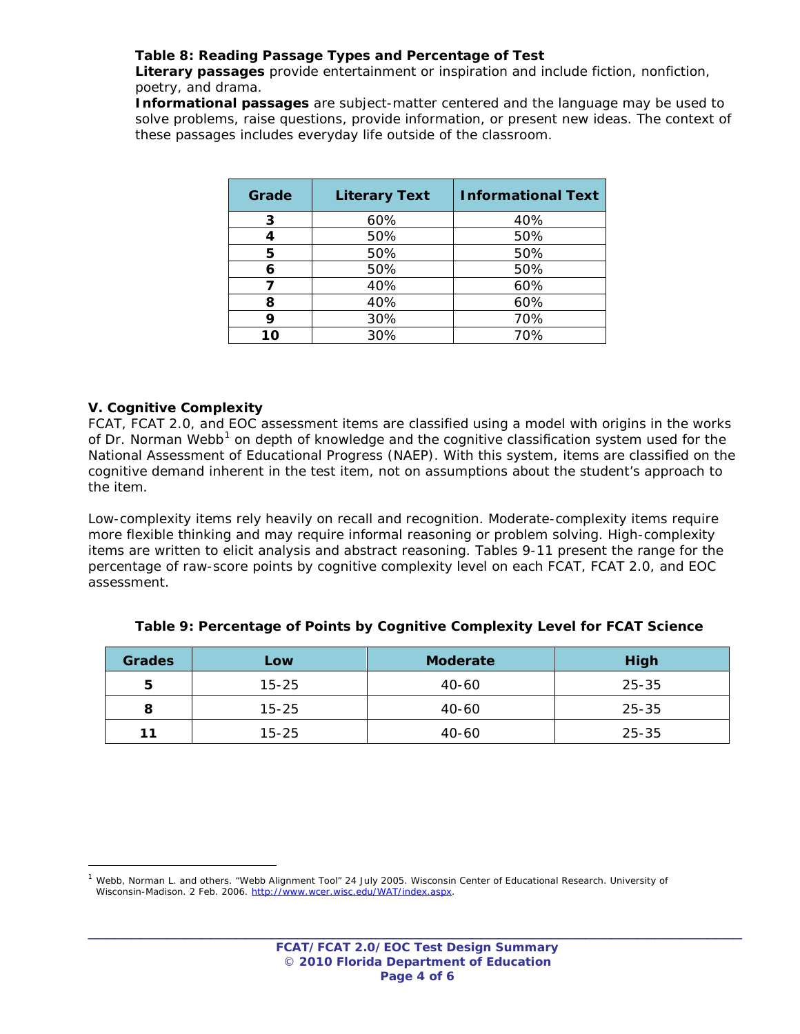**Table 8: Reading Passage Types and Percentage of Test**

**Literary passages** provide entertainment or inspiration and include fiction, nonfiction, poetry, and drama.

**Informational passages** are subject-matter centered and the language may be used to solve problems, raise questions, provide information, or present new ideas. The context of these passages includes everyday life outside of the classroom.

| Grade | Literary Text | Informational Text |
|---|---|---|
| 3 | 60% | 40% |
| 4 | 50% | 50% |
| 5 | 50% | 50% |
| 6 | 50% | 50% |
| 7 | 40% | 60% |
| 8 | 40% | 60% |
| 9 | 30% | 70% |
| 10 | 30% | 70% |

## V. Cognitive Complexity

FCAT, FCAT 2.0, and EOC assessment items are classified using a model with origins in the works of Dr. Norman Webb[1] on depth of knowledge and the cognitive classification system used for the National Assessment of Educational Progress (NAEP). With this system, items are classified on the cognitive demand inherent in the test item, not on assumptions about the student's approach to the item.

Low-complexity items rely heavily on recall and recognition. Moderate-complexity items require more flexible thinking and may require informal reasoning or problem solving. High-complexity items are written to elicit analysis and abstract reasoning. Tables 9-11 present the range for the percentage of raw-score points by cognitive complexity level on each FCAT, FCAT 2.0, and EOC assessment.

**Table 9: Percentage of Points by Cognitive Complexity Level for FCAT Science**

| Grades | Low | Moderate | High |
|---|---|---|---|
| 5 | 15-25 | 40-60 | 25-35 |
| 8 | 15-25 | 40-60 | 25-35 |
| 11 | 15-25 | 40-60 | 25-35 |

[1] Webb, Norman L. and others. "Webb Alignment Tool" 24 July 2005. Wisconsin Center of Educational Research. University of Wisconsin-Madison. 2 Feb. 2006. http://www.wcer.wisc.edu/WAT/index.aspx.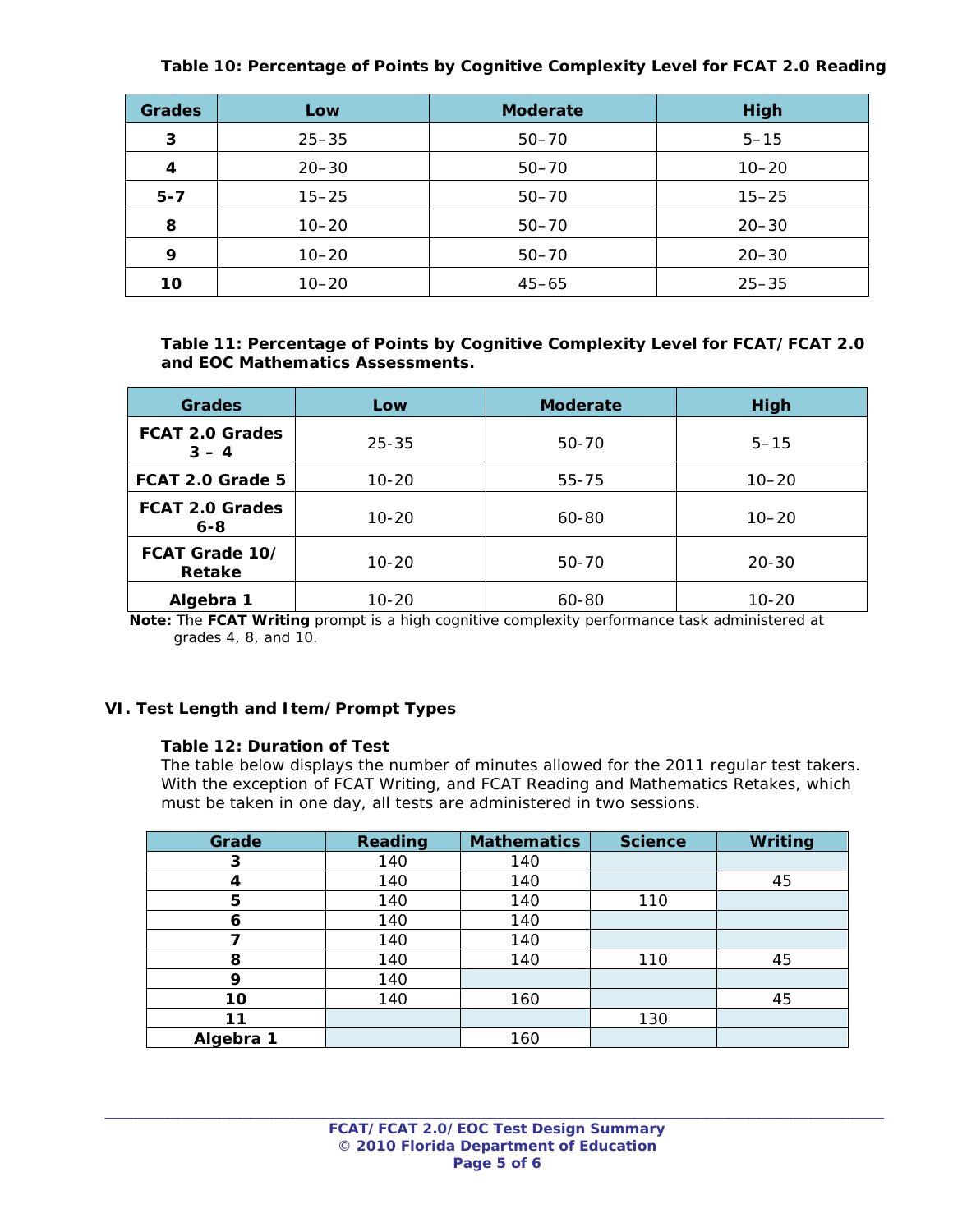**Table 10: Percentage of Points by Cognitive Complexity Level for FCAT 2.0 Reading**

| Grades | Low | Moderate | High |
|---|---|---|---|
| 3 | 25–35 | 50–70 | 5–15 |
| 4 | 20–30 | 50–70 | 10–20 |
| 5-7 | 15–25 | 50–70 | 15–25 |
| 8 | 10–20 | 50–70 | 20–30 |
| 9 | 10–20 | 50–70 | 20–30 |
| 10 | 10–20 | 45–65 | 25–35 |

**Table 11: Percentage of Points by Cognitive Complexity Level for FCAT/FCAT 2.0 and EOC Mathematics Assessments.**

| Grades | Low | Moderate | High |
|---|---|---|---|
| FCAT 2.0 Grades 3 – 4 | 25-35 | 50-70 | 5–15 |
| FCAT 2.0 Grade 5 | 10-20 | 55-75 | 10–20 |
| FCAT 2.0 Grades 6-8 | 10-20 | 60-80 | 10–20 |
| FCAT Grade 10/ Retake | 10-20 | 50-70 | 20-30 |
| Algebra 1 | 10-20 | 60-80 | 10-20 |

**Note:** The **FCAT Writing** prompt is a high cognitive complexity performance task administered at grades 4, 8, and 10.

## VI. Test Length and Item/Prompt Types

**Table 12: Duration of Test**

The table below displays the number of minutes allowed for the 2011 regular test takers. With the exception of FCAT Writing, and FCAT Reading and Mathematics Retakes, which must be taken in one day, all tests are administered in two sessions.

| Grade | Reading | Mathematics | Science | Writing |
|---|---|---|---|---|
| 3 | 140 | 140 | | |
| 4 | 140 | 140 | | 45 |
| 5 | 140 | 140 | 110 | |
| 6 | 140 | 140 | | |
| 7 | 140 | 140 | | |
| 8 | 140 | 140 | 110 | 45 |
| 9 | 140 | | | |
| 10 | 140 | 160 | | 45 |
| 11 | | | 130 | |
| Algebra 1 | | 160 | | |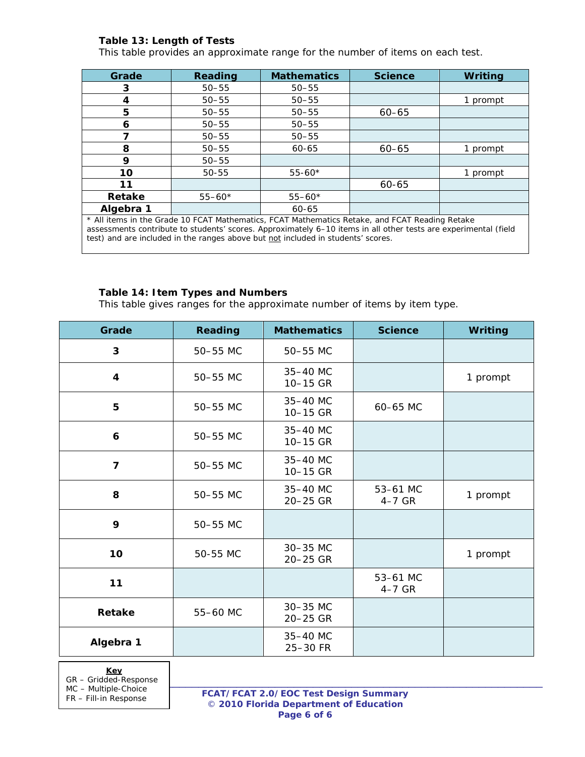**Table 13: Length of Tests**

This table provides an approximate range for the number of items on each test.

| Grade | Reading | Mathematics | Science | Writing |
|---|---|---|---|---|
| 3 | 50–55 | 50–55 | | |
| 4 | 50–55 | 50–55 | | 1 prompt |
| 5 | 50–55 | 50–55 | 60–65 | |
| 6 | 50–55 | 50–55 | | |
| 7 | 50–55 | 50–55 | | |
| 8 | 50–55 | 60-65 | 60–65 | 1 prompt |
| 9 | 50–55 | | | |
| 10 | 50-55 | 55-60* | | 1 prompt |
| 11 | | | 60-65 | |
| Retake | 55–60* | 55–60* | | |
| Algebra 1 | | 60-65 | | |

* All items in the Grade 10 FCAT Mathematics, FCAT Mathematics Retake, and FCAT Reading Retake assessments contribute to students' scores. Approximately 6–10 items in all other tests are experimental (field test) and are included in the ranges above but not included in students' scores.

**Table 14: Item Types and Numbers**

This table gives ranges for the approximate number of items by item type.

| Grade | Reading | Mathematics | Science | Writing |
|---|---|---|---|---|
| 3 | 50–55 MC | 50–55 MC | | |
| 4 | 50–55 MC | 35–40 MC<br>10–15 GR | | 1 prompt |
| 5 | 50–55 MC | 35–40 MC<br>10–15 GR | 60–65 MC | |
| 6 | 50–55 MC | 35–40 MC<br>10–15 GR | | |
| 7 | 50–55 MC | 35–40 MC<br>10–15 GR | | |
| 8 | 50–55 MC | 35–40 MC<br>20–25 GR | 53-61 MC<br>4–7 GR | 1 prompt |
| 9 | 50–55 MC | | | |
| 10 | 50-55 MC | 30–35 MC<br>20–25 GR | | 1 prompt |
| 11 | | | 53–61 MC<br>4–7 GR | |
| Retake | 55–60 MC | 30–35 MC<br>20–25 GR | | |
| Algebra 1 | | 35–40 MC<br>25–30 FR | | |

**Key**
GR – Gridded-Response
MC – Multiple-Choice
FR – Fill-in Response